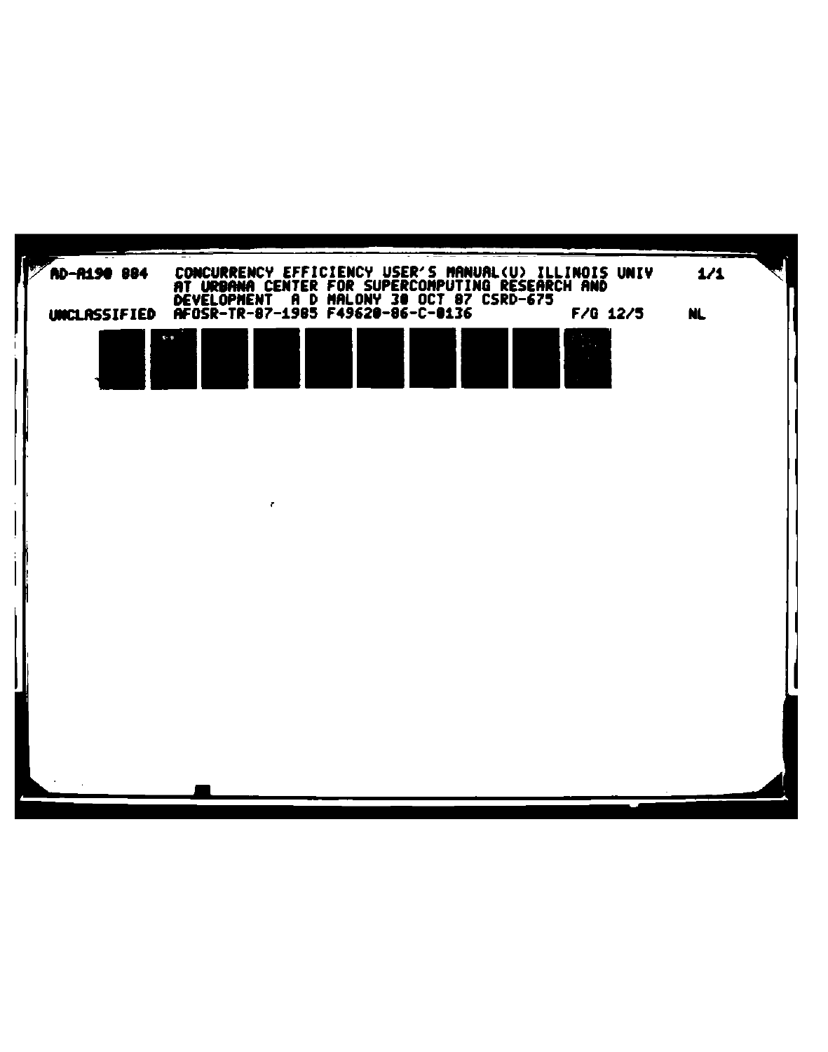AD-A190 884 CONCURRENCY EFFICIENCY USER'S MANUAL(U) ILLINOIS UNIV AT URBANA CENTER FOR SUPERCOMPUTING RESEARCH AND DEVELOPMENT A D MALONY 30 OCT 87 CSRD-675 1/1

UNCLASSIFIED AFOSR-TR-87-1985 F49620-86-C-0136 F/G 12/5 NL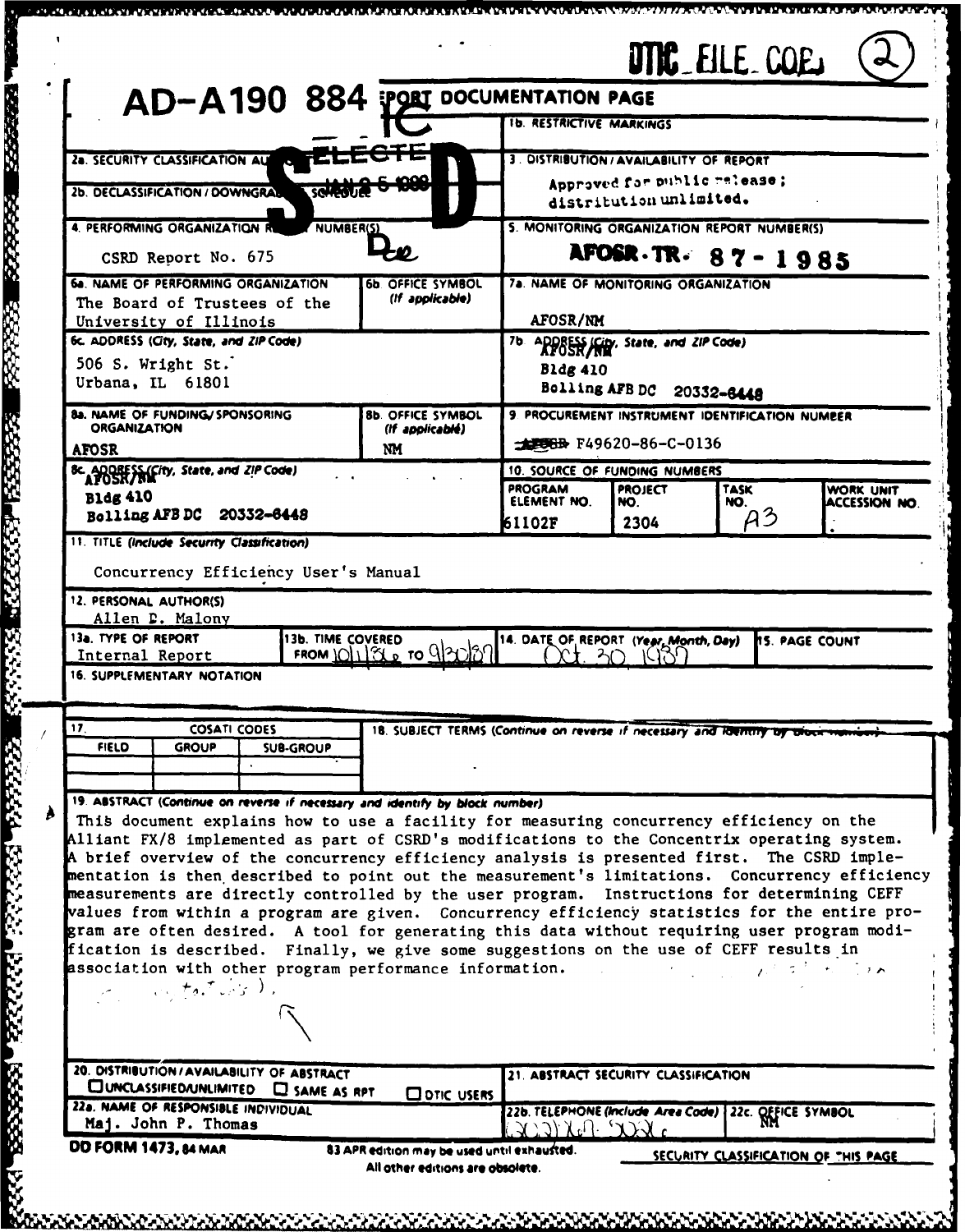DTIC FILE COPY (2)

# AD-A190 884 REPORT DOCUMENTATION PAGE

| | |
|---|---|
| 1a. | 1b. RESTRICTIVE MARKINGS |
| 2a. SECURITY CLASSIFICATION AUTHORITY | 3. DISTRIBUTION/AVAILABILITY OF REPORT<br>Approved for public release; distribution unlimited. |
| 2b. DECLASSIFICATION / DOWNGRADING SCHEDULE | |
| 4. PERFORMING ORGANIZATION REPORT NUMBER(S)<br>CSRD Report No. 675 | 5. MONITORING ORGANIZATION REPORT NUMBER(S)<br>AFOSR-TR- 87-1985 |
| 6a. NAME OF PERFORMING ORGANIZATION<br>The Board of Trustees of the University of Illinois<br>6b. OFFICE SYMBOL (If applicable) | 7a. NAME OF MONITORING ORGANIZATION<br>AFOSR/NM |
| 6c. ADDRESS (City, State, and ZIP Code)<br>506 S. Wright St.<br>Urbana, IL 61801 | 7b. ADDRESS (City, State, and ZIP Code)<br>AFOSR/NM<br>Bldg 410<br>Bolling AFB DC 20332-6448 |
| 8a. NAME OF FUNDING/SPONSORING ORGANIZATION<br>AFOSR<br>8b. OFFICE SYMBOL (If applicable)<br>NM | 9. PROCUREMENT INSTRUMENT IDENTIFICATION NUMBER<br>F49620-86-C-0136 |
| 8c. ADDRESS (City, State, and ZIP Code)<br>AFOSR/NM<br>Bldg 410<br>Bolling AFB DC 20332-6448 | 10. SOURCE OF FUNDING NUMBERS<br>PROGRAM ELEMENT NO.: 61102F<br>PROJECT NO.: 2304<br>TASK NO.: A3<br>WORK UNIT ACCESSION NO.: |

11. TITLE (Include Security Classification)

Concurrency Efficiency User's Manual

12. PERSONAL AUTHOR(S)

Allen D. Malony

| 13a. TYPE OF REPORT | 13b. TIME COVERED | 14. DATE OF REPORT (Year, Month, Day) | 15. PAGE COUNT |
|---|---|---|---|
| Internal Report | FROM 10/1/86 TO 9/30/87 | Oct. 30, 1987 | |

16. SUPPLEMENTARY NOTATION

| 17. COSATI CODES | | | 18. SUBJECT TERMS (Continue on reverse if necessary and identify by block number) |
|---|---|---|---|
| FIELD | GROUP | SUB-GROUP | |
| | | | |
| | | | |

19. ABSTRACT (Continue on reverse if necessary and identify by block number)

This document explains how to use a facility for measuring concurrency efficiency on the Alliant FX/8 implemented as part of CSRD's modifications to the Concentrix operating system. A brief overview of the concurrency efficiency analysis is presented first. The CSRD implementation is then described to point out the measurement's limitations. Concurrency efficiency measurements are directly controlled by the user program. Instructions for determining CEFF values from within a program are given. Concurrency efficiency statistics for the entire program are often desired. A tool for generating this data without requiring user program modification is described. Finally, we give some suggestions on the use of CEFF results in association with other program performance information.

| | |
|---|---|
| 20. DISTRIBUTION/AVAILABILITY OF ABSTRACT<br>☐ UNCLASSIFIED/UNLIMITED ☐ SAME AS RPT ☐ DTIC USERS | 21. ABSTRACT SECURITY CLASSIFICATION |
| 22a. NAME OF RESPONSIBLE INDIVIDUAL<br>Maj. John P. Thomas | 22b. TELEPHONE (Include Area Code): (202) 767-5026<br>22c. OFFICE SYMBOL: NM |

DD FORM 1473, 84 MAR — 83 APR edition may be used until exhausted. All other editions are obsolete.

SECURITY CLASSIFICATION OF THIS PAGE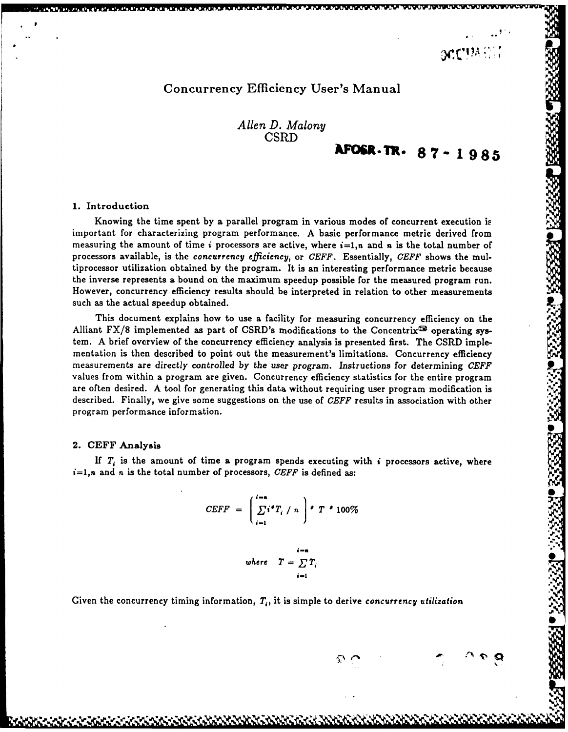# Concurrency Efficiency User's Manual

*Allen D. Malony*
CSRD

**AFOSR-TR- 87-1985**

## 1. Introduction

Knowing the time spent by a parallel program in various modes of concurrent execution is important for characterizing program performance. A basic performance metric derived from measuring the amount of time $i$ processors are active, where $i$=1,$n$ and $n$ is the total number of processors available, is the *concurrency efficiency*, or *CEFF*. Essentially, *CEFF* shows the multiprocessor utilization obtained by the program. It is an interesting performance metric because the inverse represents a bound on the maximum speedup possible for the measured program run. However, concurrency efficiency results should be interpreted in relation to other measurements such as the actual speedup obtained.

This document explains how to use a facility for measuring concurrency efficiency on the Alliant FX/8 implemented as part of CSRD's modifications to the Concentrix™ operating system. A brief overview of the concurrency efficiency analysis is presented first. The CSRD implementation is then described to point out the measurement's limitations. Concurrency efficiency measurements are *directly controlled by the user program.* Instructions for determining *CEFF* values from within a program are given. Concurrency efficiency statistics for the entire program are often desired. A tool for generating this data without requiring user program modification is described. Finally, we give some suggestions on the use of *CEFF* results in association with other program performance information.

## 2. CEFF Analysis

If $T_i$ is the amount of time a program spends executing with $i$ processors active, where $i$=1,$n$ and $n$ is the total number of processors, *CEFF* is defined as:

$$CEFF = \left( \sum_{i=1}^{i=n} i * T_i \;/\; n \right) * T * 100\%$$

$$where \quad T = \sum_{i=1}^{i=n} T_i$$

Given the concurrency timing information, $T_i$, it is simple to derive *concurrency utilization*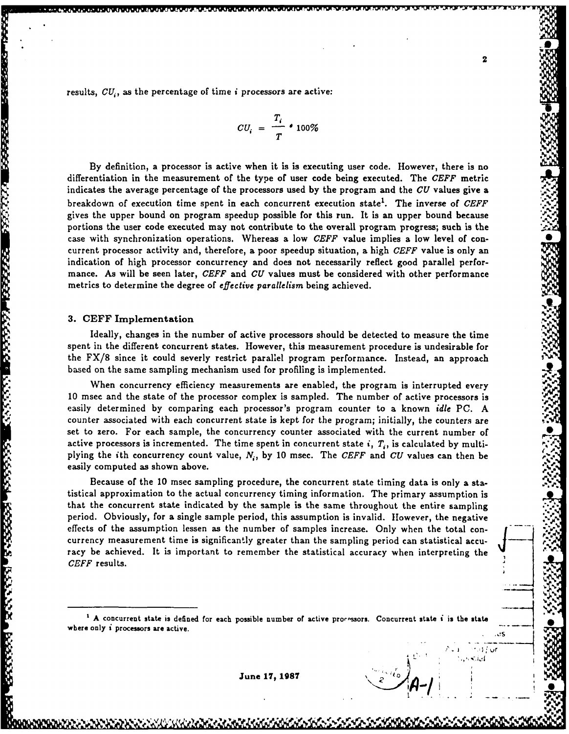results, $CU_i$, as the percentage of time $i$ processors are active:

$$CU_i = \frac{T_i}{T} * 100\%$$

By definition, a processor is active when it is is executing user code. However, there is no differentiation in the measurement of the type of user code being executed. The *CEFF* metric indicates the average percentage of the processors used by the program and the *CU* values give a breakdown of execution time spent in each concurrent execution state[1]. The inverse of *CEFF* gives the upper bound on program speedup possible for this run. It is an upper bound because portions the user code executed may not contribute to the overall program progress; such is the case with synchronization operations. Whereas a low *CEFF* value implies a low level of concurrent processor activity and, therefore, a poor speedup situation, a high *CEFF* value is only an indication of high processor concurrency and does not necessarily reflect good parallel performance. As will be seen later, *CEFF* and *CU* values must be considered with other performance metrics to determine the degree of *effective parallelism* being achieved.

## 3. CEFF Implementation

Ideally, changes in the number of active processors should be detected to measure the time spent in the different concurrent states. However, this measurement procedure is undesirable for the FX/8 since it could severely restrict parallel program performance. Instead, an approach based on the same sampling mechanism used for profiling is implemented.

When concurrency efficiency measurements are enabled, the program is interrupted every 10 msec and the state of the processor complex is sampled. The number of active processors is easily determined by comparing each processor's program counter to a known *idle* PC. A counter associated with each concurrent state is kept for the program; initially, the counters are set to zero. For each sample, the concurrency counter associated with the current number of active processors is incremented. The time spent in concurrent state $i$, $T_i$, is calculated by multiplying the $i$th concurrency count value, $N_i$, by 10 msec. The *CEFF* and *CU* values can then be easily computed as shown above.

Because of the 10 msec sampling procedure, the concurrent state timing data is only a statistical approximation to the actual concurrency timing information. The primary assumption is that the concurrent state indicated by the sample is the same throughout the entire sampling period. Obviously, for a single sample period, this assumption is invalid. However, the negative effects of the assumption lessen as the number of samples increase. Only when the total concurrency measurement time is significantly greater than the sampling period can statistical accuracy be achieved. It is important to remember the statistical accuracy when interpreting the *CEFF* results.

---

[1] A concurrent state is defined for each possible number of active processors. Concurrent state $i$ is the state where only $i$ processors are active.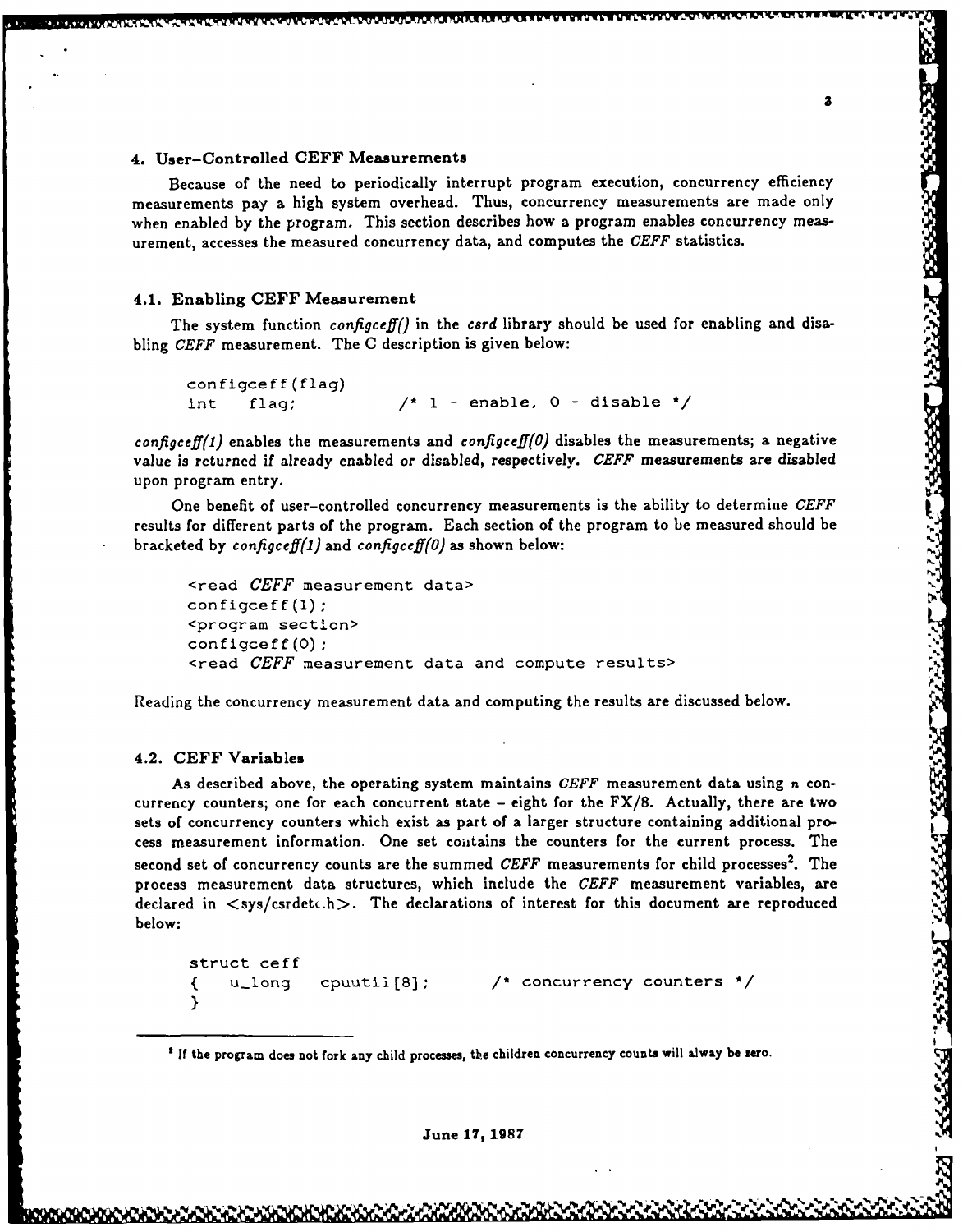## 4. User–Controlled CEFF Measurements

Because of the need to periodically interrupt program execution, concurrency efficiency measurements pay a high system overhead. Thus, concurrency measurements are made only when enabled by the program. This section describes how a program enables concurrency measurement, accesses the measured concurrency data, and computes the *CEFF* statistics.

### 4.1. Enabling CEFF Measurement

The system function *configceff()* in the *csrd* library should be used for enabling and disabling *CEFF* measurement. The C description is given below:

```
configceff(flag)
int    flag;           /* 1 - enable, 0 - disable */
```

*configceff(1)* enables the measurements and *configceff(0)* disables the measurements; a negative value is returned if already enabled or disabled, respectively. *CEFF* measurements are disabled upon program entry.

One benefit of user–controlled concurrency measurements is the ability to determine *CEFF* results for different parts of the program. Each section of the program to be measured should be bracketed by *configceff(1)* and *configceff(0)* as shown below:

```
<read CEFF measurement data>
configceff(1);
<program section>
configceff(0);
<read CEFF measurement data and compute results>
```

Reading the concurrency measurement data and computing the results are discussed below.

### 4.2. CEFF Variables

As described above, the operating system maintains *CEFF* measurement data using $n$ concurrency counters; one for each concurrent state – eight for the FX/8. Actually, there are two sets of concurrency counters which exist as part of a larger structure containing additional process measurement information. One set contains the counters for the current process. The second set of concurrency counts are the summed *CEFF* measurements for child processes[2]. The process measurement data structures, which include the *CEFF* measurement variables, are declared in <sys/csrdetc.h>. The declarations of interest for this document are reproduced below:

```
struct ceff
{   u_long   cpuutil[8];       /* concurrency counters */
}
```

[2] If the program does not fork any child processes, the children concurrency counts will alway be zero.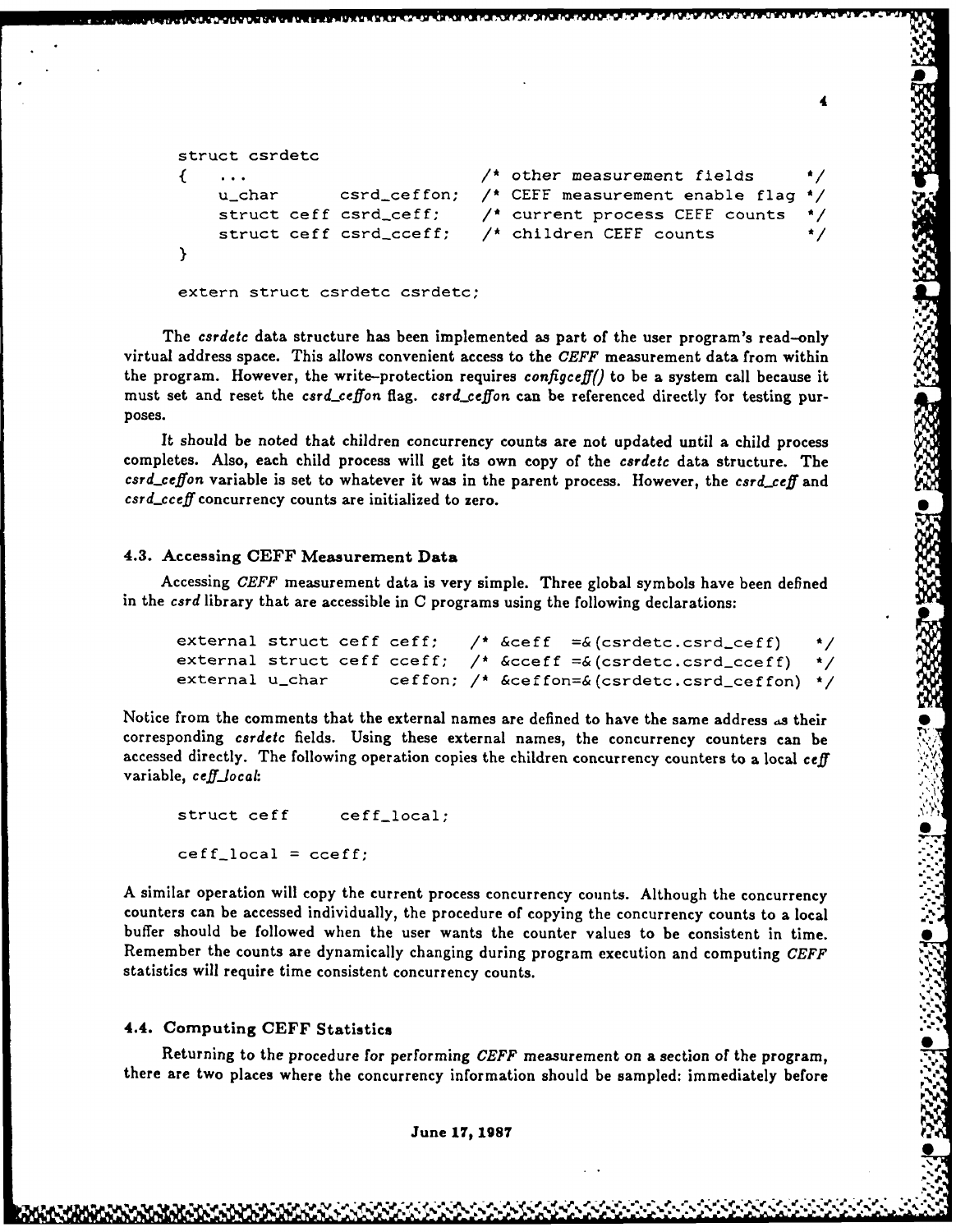```
struct csrdetc
{   ...                        /* other measurement fields      */
    u_char      csrd_ceffon;   /* CEFF measurement enable flag */
    struct ceff csrd_ceff;     /* current process CEFF counts   */
    struct ceff csrd_cceff;    /* children CEFF counts          */
}

extern struct csrdetc csrdetc;
```

The *csrdetc* data structure has been implemented as part of the user program's read-only virtual address space. This allows convenient access to the *CEFF* measurement data from within the program. However, the write-protection requires *configceff()* to be a system call because it must set and reset the *csrd_ceffon* flag. *csrd_ceffon* can be referenced directly for testing purposes.

It should be noted that children concurrency counts are not updated until a child process completes. Also, each child process will get its own copy of the *csrdetc* data structure. The *csrd_ceffon* variable is set to whatever it was in the parent process. However, the *csrd_ceff* and *csrd_cceff* concurrency counts are initialized to zero.

### 4.3. Accessing CEFF Measurement Data

Accessing *CEFF* measurement data is very simple. Three global symbols have been defined in the *csrd* library that are accessible in C programs using the following declarations:

```
external struct ceff ceff;   /* &ceff  =&(csrdetc.csrd_ceff)   */
external struct ceff cceff;  /* &cceff =&(csrdetc.csrd_cceff)  */
external u_char      ceffon; /* &ceffon=&(csrdetc.csrd_ceffon) */
```

Notice from the comments that the external names are defined to have the same address as their corresponding *csrdetc* fields. Using these external names, the concurrency counters can be accessed directly. The following operation copies the children concurrency counters to a local *ceff* variable, *ceff_local*:

```
struct ceff     ceff_local;

ceff_local = cceff;
```

A similar operation will copy the current process concurrency counts. Although the concurrency counters can be accessed individually, the procedure of copying the concurrency counts to a local buffer should be followed when the user wants the counter values to be consistent in time. Remember the counts are dynamically changing during program execution and computing *CEFF* statistics will require time consistent concurrency counts.

### 4.4. Computing CEFF Statistics

Returning to the procedure for performing *CEFF* measurement on a section of the program, there are two places where the concurrency information should be sampled: immediately before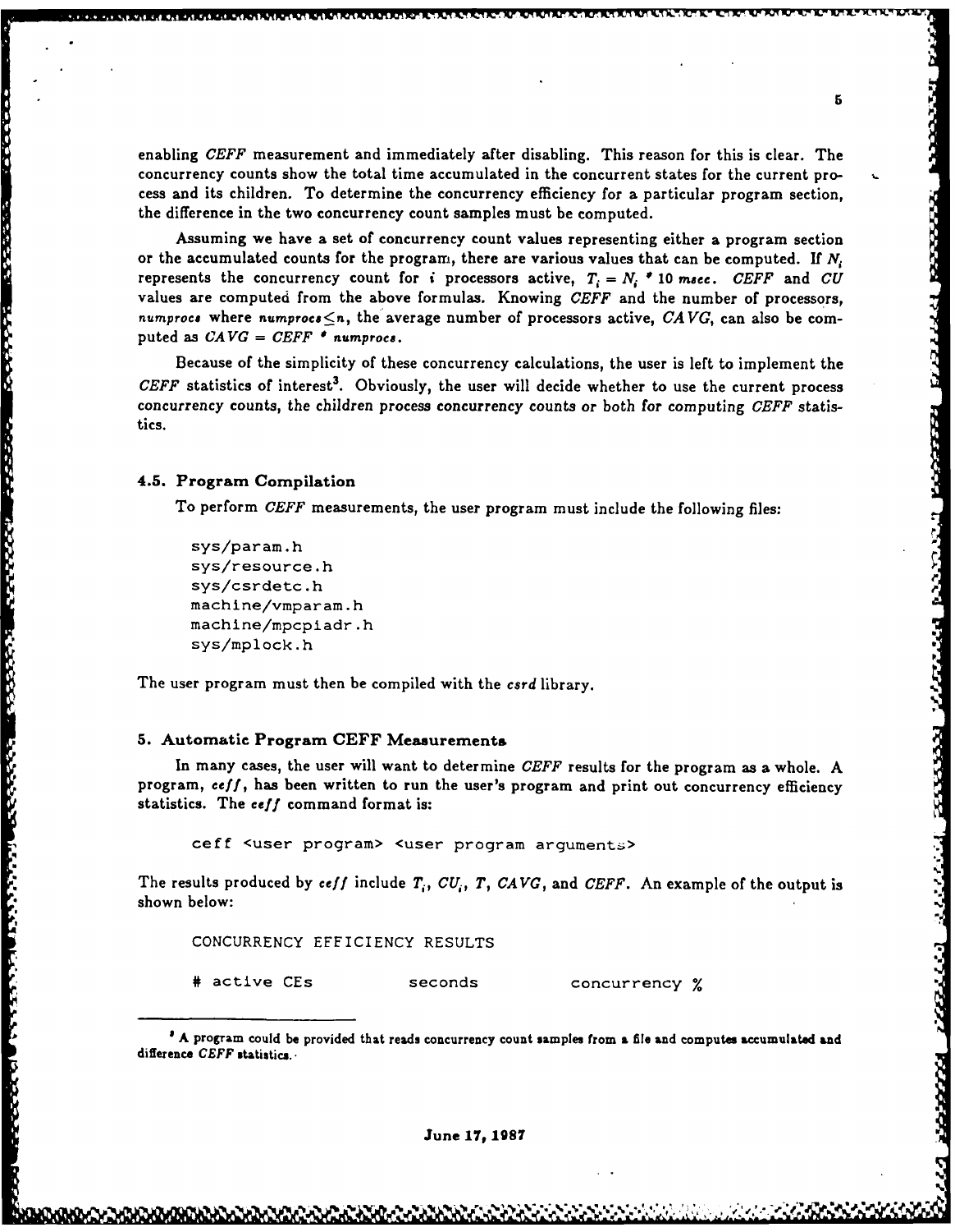enabling *CEFF* measurement and immediately after disabling. This reason for this is clear. The concurrency counts show the total time accumulated in the concurrent states for the current process and its children. To determine the concurrency efficiency for a particular program section, the difference in the two concurrency count samples must be computed.

Assuming we have a set of concurrency count values representing either a program section or the accumulated counts for the program, there are various values that can be computed. If $N_i$ represents the concurrency count for $i$ processors active, $T_i = N_i * 10$ *msec*. *CEFF* and *CU* values are computed from the above formulas. Knowing *CEFF* and the number of processors, *numprocs* where $numprocs \leq n$, the average number of processors active, *CAVG*, can also be computed as $CAVG = CEFF * numprocs$.

Because of the simplicity of these concurrency calculations, the user is left to implement the *CEFF* statistics of interest[3]. Obviously, the user will decide whether to use the current process concurrency counts, the children process concurrency counts or both for computing *CEFF* statistics.

### 4.5. Program Compilation

To perform *CEFF* measurements, the user program must include the following files:

```
sys/param.h
sys/resource.h
sys/csrdetc.h
machine/vmparam.h
machine/mpcpiadr.h
sys/mplock.h
```

The user program must then be compiled with the *csrd* library.

## 5. Automatic Program CEFF Measurements

In many cases, the user will want to determine *CEFF* results for the program as a whole. A program, *ceff*, has been written to run the user's program and print out concurrency efficiency statistics. The *ceff* command format is:

```
ceff <user program> <user program arguments>
```

The results produced by *ceff* include $T_i$, $CU_i$, $T$, $CAVG$, and $CEFF$. An example of the output is shown below:

```
CONCURRENCY EFFICIENCY RESULTS

# active CEs          seconds          concurrency %
```

---

[3] A program could be provided that reads concurrency count samples from a file and computes accumulated and difference *CEFF* statistics.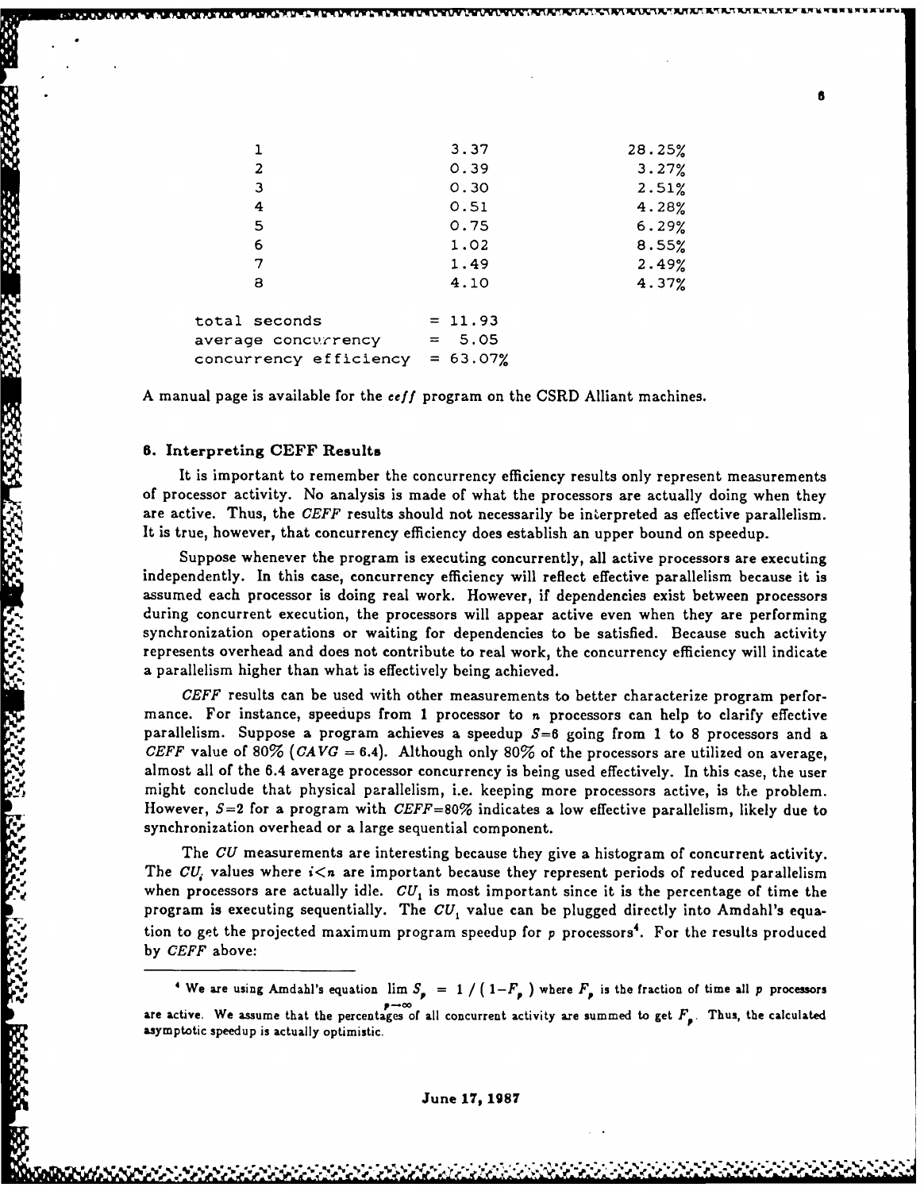| | | |
|---|---|---|
| 1 | 3.37 | 28.25% |
| 2 | 0.39 | 3.27% |
| 3 | 0.30 | 2.51% |
| 4 | 0.51 | 4.28% |
| 5 | 0.75 | 6.29% |
| 6 | 1.02 | 8.55% |
| 7 | 1.49 | 2.49% |
| 8 | 4.10 | 4.37% |

```
total seconds          = 11.93
average concurrency    =  5.05
concurrency efficiency = 63.07%
```

A manual page is available for the *ceff* program on the CSRD Alliant machines.

## 6. Interpreting CEFF Results

It is important to remember the concurrency efficiency results only represent measurements of processor activity. No analysis is made of what the processors are actually doing when they are active. Thus, the *CEFF* results should not necessarily be interpreted as effective parallelism. It is true, however, that concurrency efficiency does establish an upper bound on speedup.

Suppose whenever the program is executing concurrently, all active processors are executing independently. In this case, concurrency efficiency will reflect effective parallelism because it is assumed each processor is doing real work. However, if dependencies exist between processors during concurrent execution, the processors will appear active even when they are performing synchronization operations or waiting for dependencies to be satisfied. Because such activity represents overhead and does not contribute to real work, the concurrency efficiency will indicate a parallelism higher than what is effectively being achieved.

*CEFF* results can be used with other measurements to better characterize program performance. For instance, speedups from 1 processor to $n$ processors can help to clarify effective parallelism. Suppose a program achieves a speedup $S$=6 going from 1 to 8 processors and a *CEFF* value of 80% ($CAVG$ = 6.4). Although only 80% of the processors are utilized on average, almost all of the 6.4 average processor concurrency is being used effectively. In this case, the user might conclude that physical parallelism, i.e. keeping more processors active, is the problem. However, $S$=2 for a program with *CEFF*=80% indicates a low effective parallelism, likely due to synchronization overhead or a large sequential component.

The *CU* measurements are interesting because they give a histogram of concurrent activity. The $CU_i$ values where $i<n$ are important because they represent periods of reduced parallelism when processors are actually idle. $CU_1$ is most important since it is the percentage of time the program is executing sequentially. The $CU_1$ value can be plugged directly into Amdahl's equation to get the projected maximum program speedup for $p$ processors[4]. For the results produced by *CEFF* above:

[4] We are using Amdahl's equation $\lim_{p \to \infty} S_p = 1 / (1 - F_p)$ where $F_p$ is the fraction of time all $p$ processors are active. We assume that the percentages of all concurrent activity are summed to get $F_p$. Thus, the calculated asymptotic speedup is actually optimistic.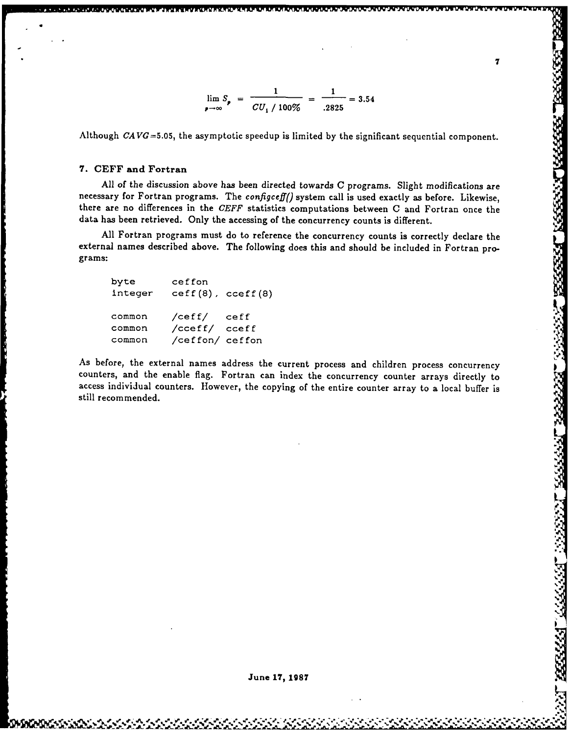$$\lim_{p \to \infty} S_p = \frac{1}{CU_1 \,/\, 100\%} = \frac{1}{.2825} = 3.54$$

Although $CAVG$=5.05, the asymptotic speedup is limited by the significant sequential component.

## 7. CEFF and Fortran

All of the discussion above has been directed towards C programs. Slight modifications are necessary for Fortran programs. The ***configceff()*** system call is used exactly as before. Likewise, there are no differences in the *CEFF* statistics computations between C and Fortran once the data has been retrieved. Only the accessing of the concurrency counts is different.

All Fortran programs must do to reference the concurrency counts is correctly declare the external names described above. The following does this and should be included in Fortran programs:

```
byte      ceffon
integer   ceff(8), cceff(8)

common    /ceff/   ceff
common    /cceff/  cceff
common    /ceffon/ ceffon
```

As before, the external names address the current process and children process concurrency counters, and the enable flag. Fortran can index the concurrency counter arrays directly to access individual counters. However, the copying of the entire counter array to a local buffer is still recommended.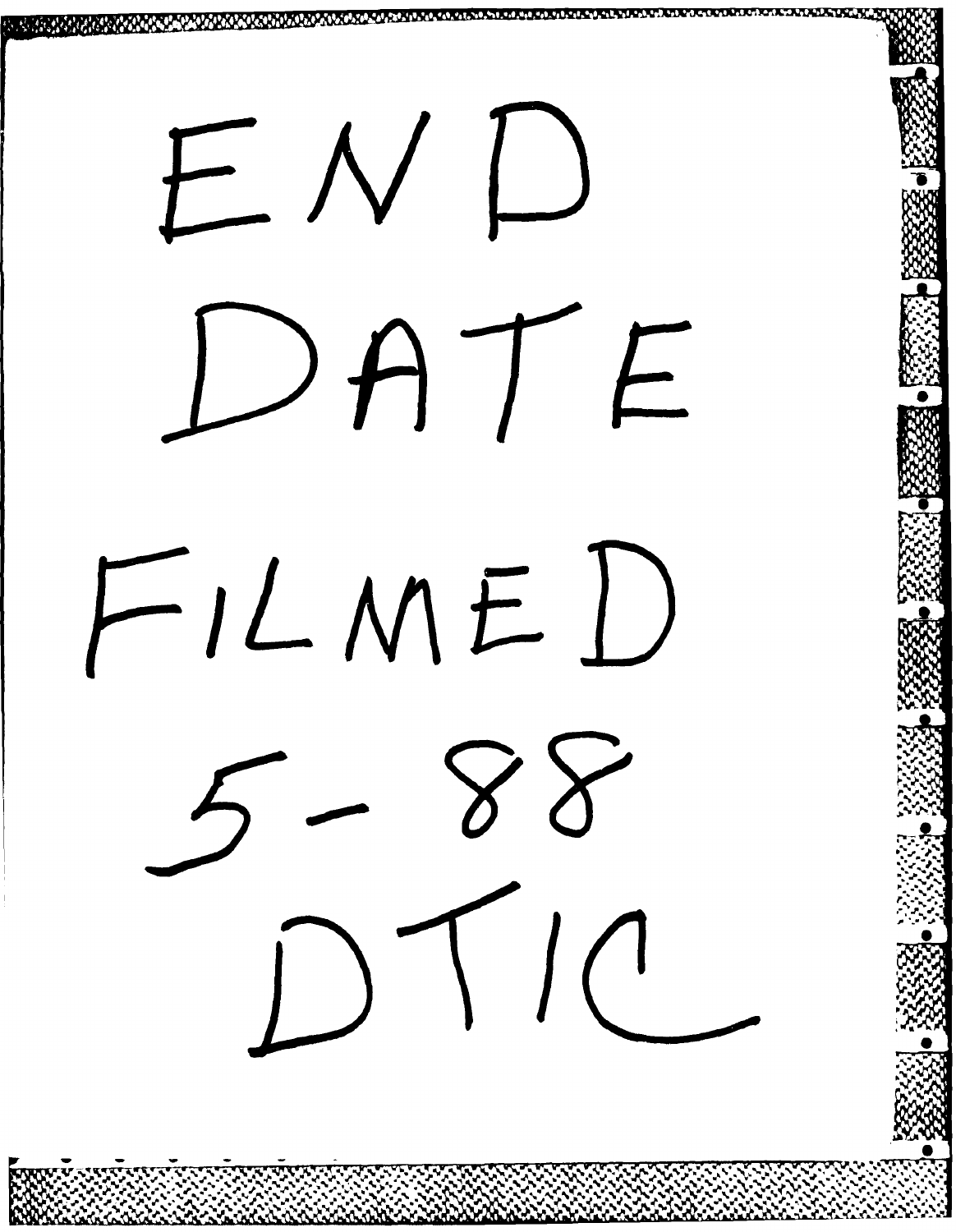END

DATE

FILMED

5-88

DTIC